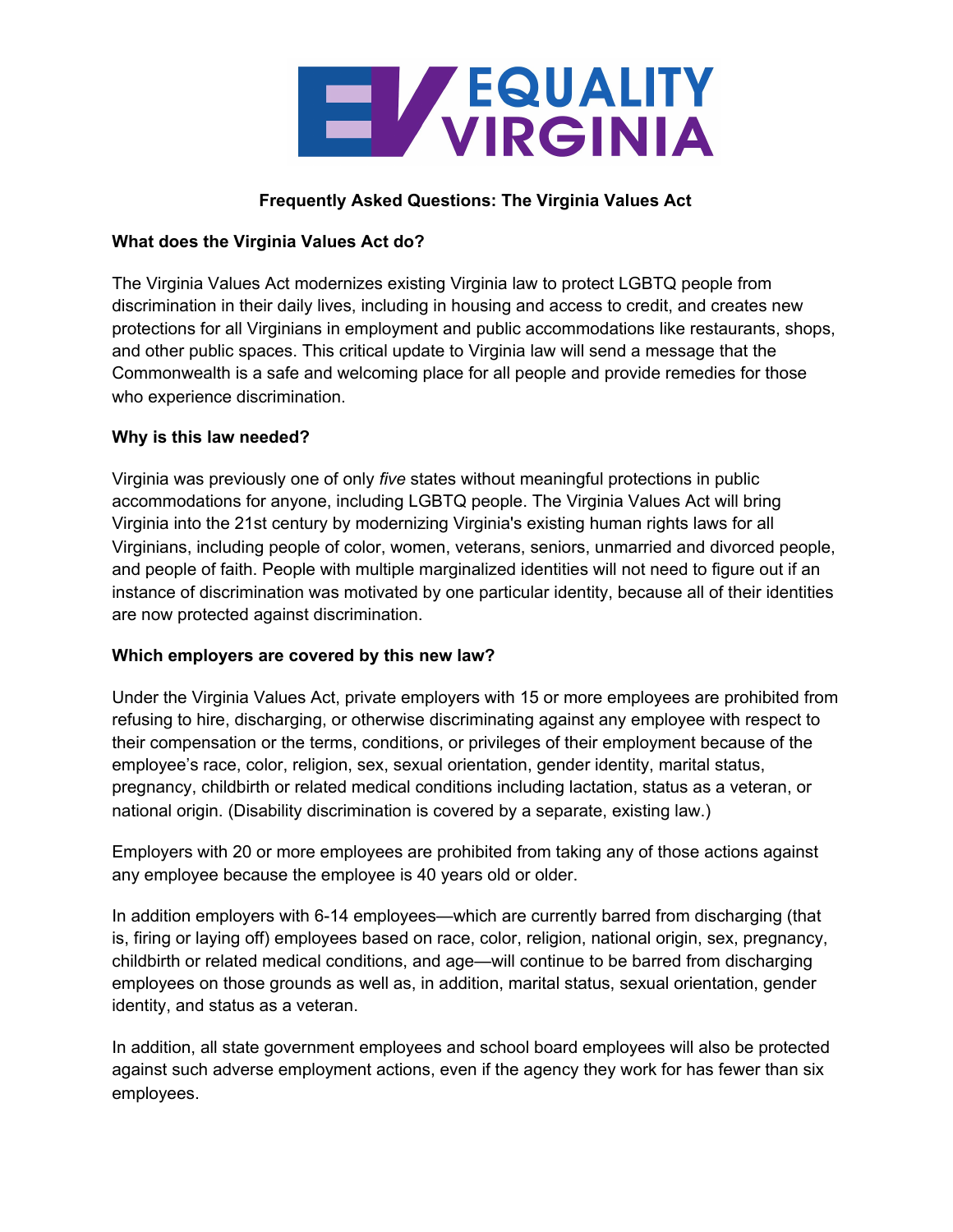EQUALITY VIRGINIA

# Frequently Asked Questions: The Virginia Values Act

## What does the Virginia Values Act do?

The Virginia Values Act modernizes existing Virginia law to protect LGBTQ people from discrimination in their daily lives, including in housing and access to credit, and creates new protections for all Virginians in employment and public accommodations like restaurants, shops, and other public spaces. This critical update to Virginia law will send a message that the Commonwealth is a safe and welcoming place for all people and provide remedies for those who experience discrimination.

## Why is this law needed?

Virginia was previously one of only *five* states without meaningful protections in public accommodations for anyone, including LGBTQ people. The Virginia Values Act will bring Virginia into the 21st century by modernizing Virginia's existing human rights laws for all Virginians, including people of color, women, veterans, seniors, unmarried and divorced people, and people of faith. People with multiple marginalized identities will not need to figure out if an instance of discrimination was motivated by one particular identity, because all of their identities are now protected against discrimination.

## Which employers are covered by this new law?

Under the Virginia Values Act, private employers with 15 or more employees are prohibited from refusing to hire, discharging, or otherwise discriminating against any employee with respect to their compensation or the terms, conditions, or privileges of their employment because of the employee's race, color, religion, sex, sexual orientation, gender identity, marital status, pregnancy, childbirth or related medical conditions including lactation, status as a veteran, or national origin. (Disability discrimination is covered by a separate, existing law.)

Employers with 20 or more employees are prohibited from taking any of those actions against any employee because the employee is 40 years old or older.

In addition employers with 6-14 employees—which are currently barred from discharging (that is, firing or laying off) employees based on race, color, religion, national origin, sex, pregnancy, childbirth or related medical conditions, and age—will continue to be barred from discharging employees on those grounds as well as, in addition, marital status, sexual orientation, gender identity, and status as a veteran.

In addition, all state government employees and school board employees will also be protected against such adverse employment actions, even if the agency they work for has fewer than six employees.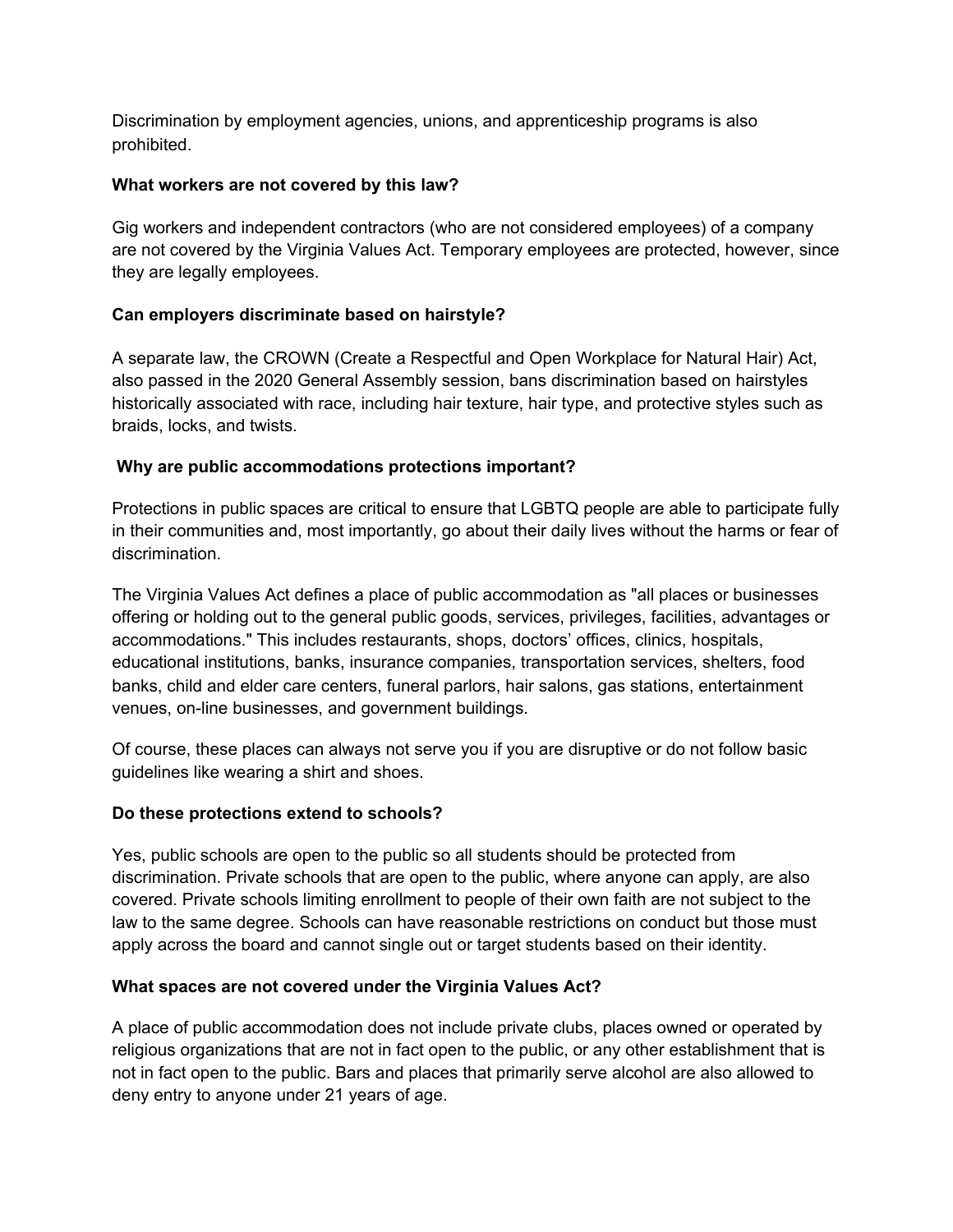Discrimination by employment agencies, unions, and apprenticeship programs is also prohibited.

**What workers are not covered by this law?**

Gig workers and independent contractors (who are not considered employees) of a company are not covered by the Virginia Values Act. Temporary employees are protected, however, since they are legally employees.

**Can employers discriminate based on hairstyle?**

A separate law, the CROWN (Create a Respectful and Open Workplace for Natural Hair) Act, also passed in the 2020 General Assembly session, bans discrimination based on hairstyles historically associated with race, including hair texture, hair type, and protective styles such as braids, locks, and twists.

**Why are public accommodations protections important?**

Protections in public spaces are critical to ensure that LGBTQ people are able to participate fully in their communities and, most importantly, go about their daily lives without the harms or fear of discrimination.

The Virginia Values Act defines a place of public accommodation as "all places or businesses offering or holding out to the general public goods, services, privileges, facilities, advantages or accommodations." This includes restaurants, shops, doctors' offices, clinics, hospitals, educational institutions, banks, insurance companies, transportation services, shelters, food banks, child and elder care centers, funeral parlors, hair salons, gas stations, entertainment venues, on-line businesses, and government buildings.

Of course, these places can always not serve you if you are disruptive or do not follow basic guidelines like wearing a shirt and shoes.

**Do these protections extend to schools?**

Yes, public schools are open to the public so all students should be protected from discrimination. Private schools that are open to the public, where anyone can apply, are also covered. Private schools limiting enrollment to people of their own faith are not subject to the law to the same degree. Schools can have reasonable restrictions on conduct but those must apply across the board and cannot single out or target students based on their identity.

**What spaces are not covered under the Virginia Values Act?**

A place of public accommodation does not include private clubs, places owned or operated by religious organizations that are not in fact open to the public, or any other establishment that is not in fact open to the public. Bars and places that primarily serve alcohol are also allowed to deny entry to anyone under 21 years of age.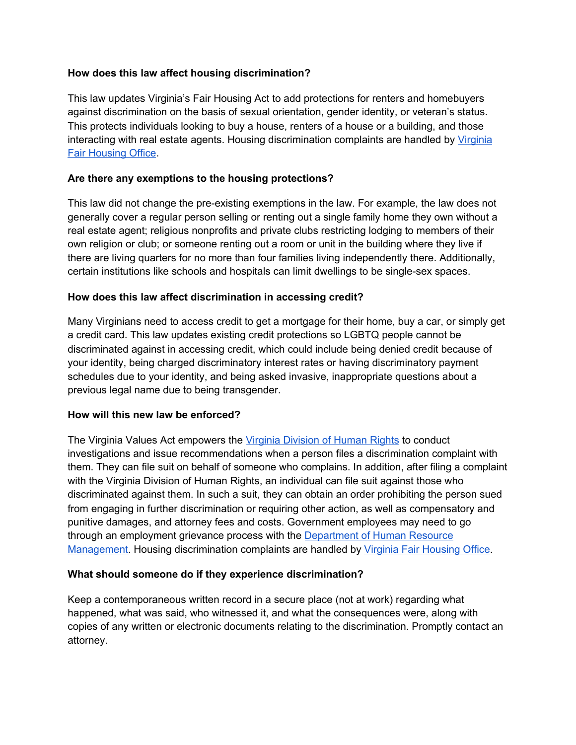**How does this law affect housing discrimination?**

This law updates Virginia's Fair Housing Act to add protections for renters and homebuyers against discrimination on the basis of sexual orientation, gender identity, or veteran's status. This protects individuals looking to buy a house, renters of a house or a building, and those interacting with real estate agents. Housing discrimination complaints are handled by [Virginia Fair Housing Office](#).

**Are there any exemptions to the housing protections?**

This law did not change the pre-existing exemptions in the law. For example, the law does not generally cover a regular person selling or renting out a single family home they own without a real estate agent; religious nonprofits and private clubs restricting lodging to members of their own religion or club; or someone renting out a room or unit in the building where they live if there are living quarters for no more than four families living independently there. Additionally, certain institutions like schools and hospitals can limit dwellings to be single-sex spaces.

**How does this law affect discrimination in accessing credit?**

Many Virginians need to access credit to get a mortgage for their home, buy a car, or simply get a credit card. This law updates existing credit protections so LGBTQ people cannot be discriminated against in accessing credit, which could include being denied credit because of your identity, being charged discriminatory interest rates or having discriminatory payment schedules due to your identity, and being asked invasive, inappropriate questions about a previous legal name due to being transgender.

**How will this new law be enforced?**

The Virginia Values Act empowers the [Virginia Division of Human Rights](#) to conduct investigations and issue recommendations when a person files a discrimination complaint with them. They can file suit on behalf of someone who complains. In addition, after filing a complaint with the Virginia Division of Human Rights, an individual can file suit against those who discriminated against them. In such a suit, they can obtain an order prohibiting the person sued from engaging in further discrimination or requiring other action, as well as compensatory and punitive damages, and attorney fees and costs. Government employees may need to go through an employment grievance process with the [Department of Human Resource Management](#). Housing discrimination complaints are handled by [Virginia Fair Housing Office](#).

**What should someone do if they experience discrimination?**

Keep a contemporaneous written record in a secure place (not at work) regarding what happened, what was said, who witnessed it, and what the consequences were, along with copies of any written or electronic documents relating to the discrimination. Promptly contact an attorney.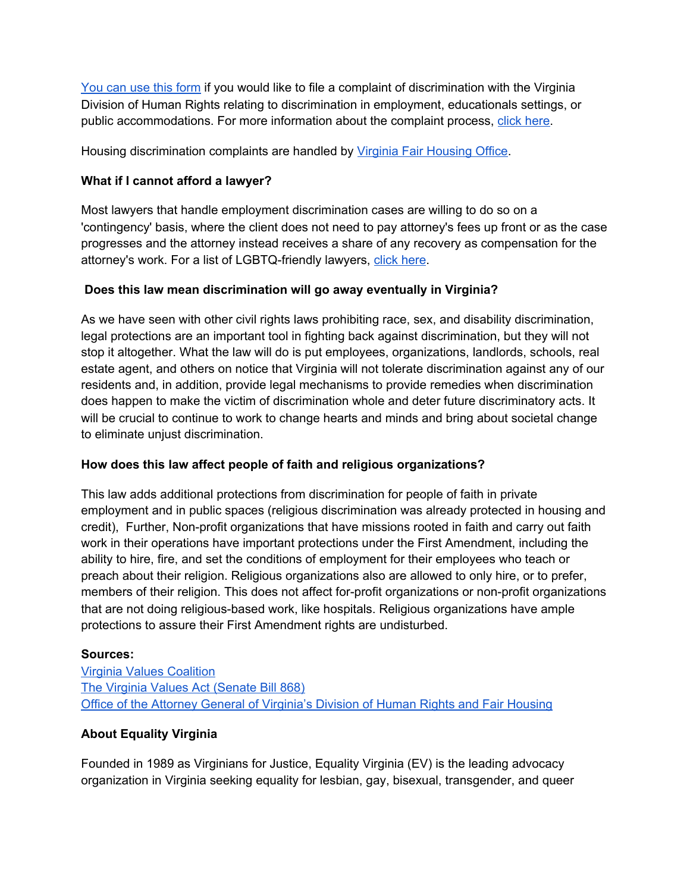You can use this form if you would like to file a complaint of discrimination with the Virginia Division of Human Rights relating to discrimination in employment, educationals settings, or public accommodations. For more information about the complaint process, click here.

Housing discrimination complaints are handled by Virginia Fair Housing Office.

**What if I cannot afford a lawyer?**

Most lawyers that handle employment discrimination cases are willing to do so on a 'contingency' basis, where the client does not need to pay attorney's fees up front or as the case progresses and the attorney instead receives a share of any recovery as compensation for the attorney's work. For a list of LGBTQ-friendly lawyers, click here.

**Does this law mean discrimination will go away eventually in Virginia?**

As we have seen with other civil rights laws prohibiting race, sex, and disability discrimination, legal protections are an important tool in fighting back against discrimination, but they will not stop it altogether. What the law will do is put employees, organizations, landlords, schools, real estate agent, and others on notice that Virginia will not tolerate discrimination against any of our residents and, in addition, provide legal mechanisms to provide remedies when discrimination does happen to make the victim of discrimination whole and deter future discriminatory acts. It will be crucial to continue to work to change hearts and minds and bring about societal change to eliminate unjust discrimination.

**How does this law affect people of faith and religious organizations?**

This law adds additional protections from discrimination for people of faith in private employment and in public spaces (religious discrimination was already protected in housing and credit), Further, Non-profit organizations that have missions rooted in faith and carry out faith work in their operations have important protections under the First Amendment, including the ability to hire, fire, and set the conditions of employment for their employees who teach or preach about their religion. Religious organizations also are allowed to only hire, or to prefer, members of their religion. This does not affect for-profit organizations or non-profit organizations that are not doing religious-based work, like hospitals. Religious organizations have ample protections to assure their First Amendment rights are undisturbed.

**Sources:**
Virginia Values Coalition
The Virginia Values Act (Senate Bill 868)
Office of the Attorney General of Virginia's Division of Human Rights and Fair Housing

**About Equality Virginia**

Founded in 1989 as Virginians for Justice, Equality Virginia (EV) is the leading advocacy organization in Virginia seeking equality for lesbian, gay, bisexual, transgender, and queer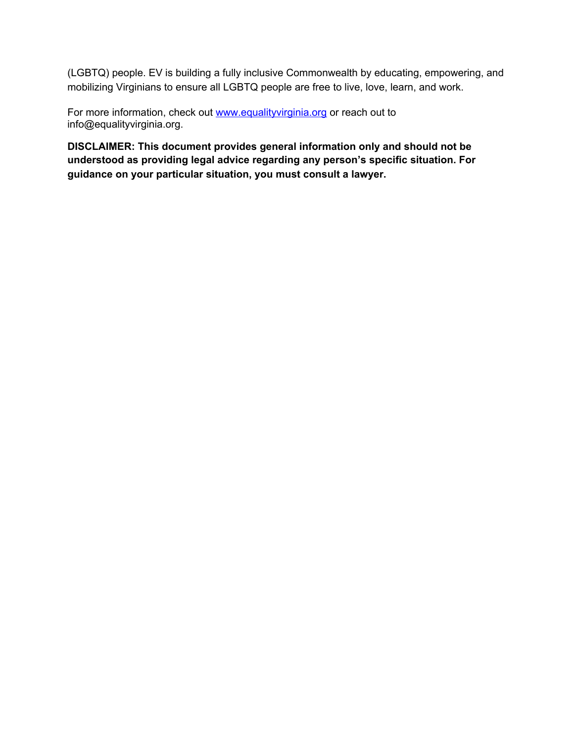(LGBTQ) people. EV is building a fully inclusive Commonwealth by educating, empowering, and mobilizing Virginians to ensure all LGBTQ people are free to live, love, learn, and work.

For more information, check out [www.equalityvirginia.org](http://www.equalityvirginia.org) or reach out to info@equalityvirginia.org.

**DISCLAIMER: This document provides general information only and should not be understood as providing legal advice regarding any person's specific situation. For guidance on your particular situation, you must consult a lawyer.**